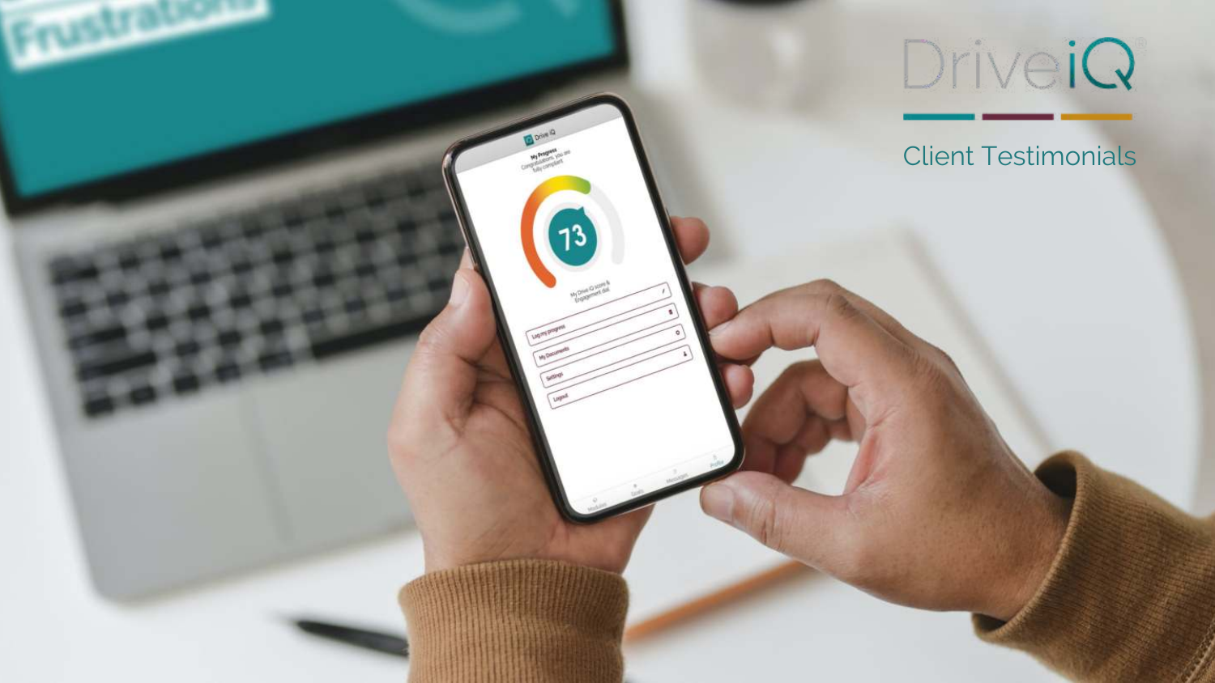# DriveiQ

## Client Testimonials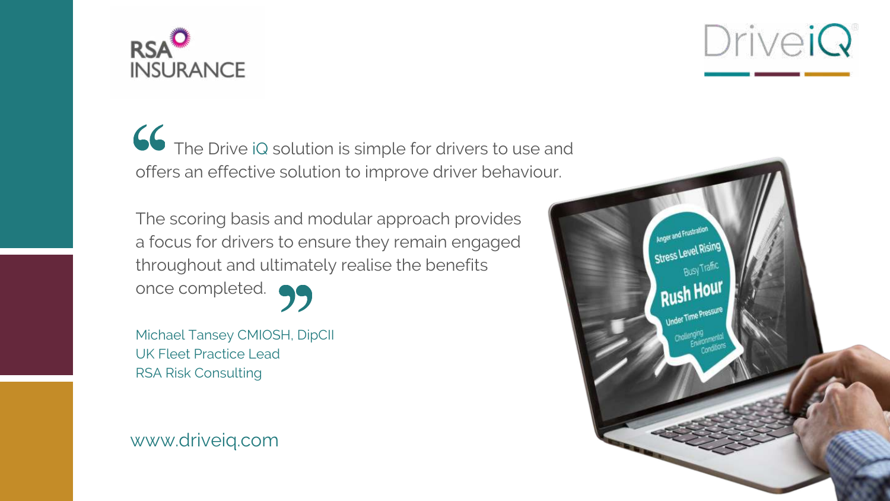RSA INSURANCE

DriveiQ

> The Drive iQ solution is simple for drivers to use and offers an effective solution to improve driver behaviour.
>
> The scoring basis and modular approach provides a focus for drivers to ensure they remain engaged throughout and ultimately realise the benefits once completed.

Michael Tansey CMIOSH, DipCII
UK Fleet Practice Lead
RSA Risk Consulting

www.driveiq.com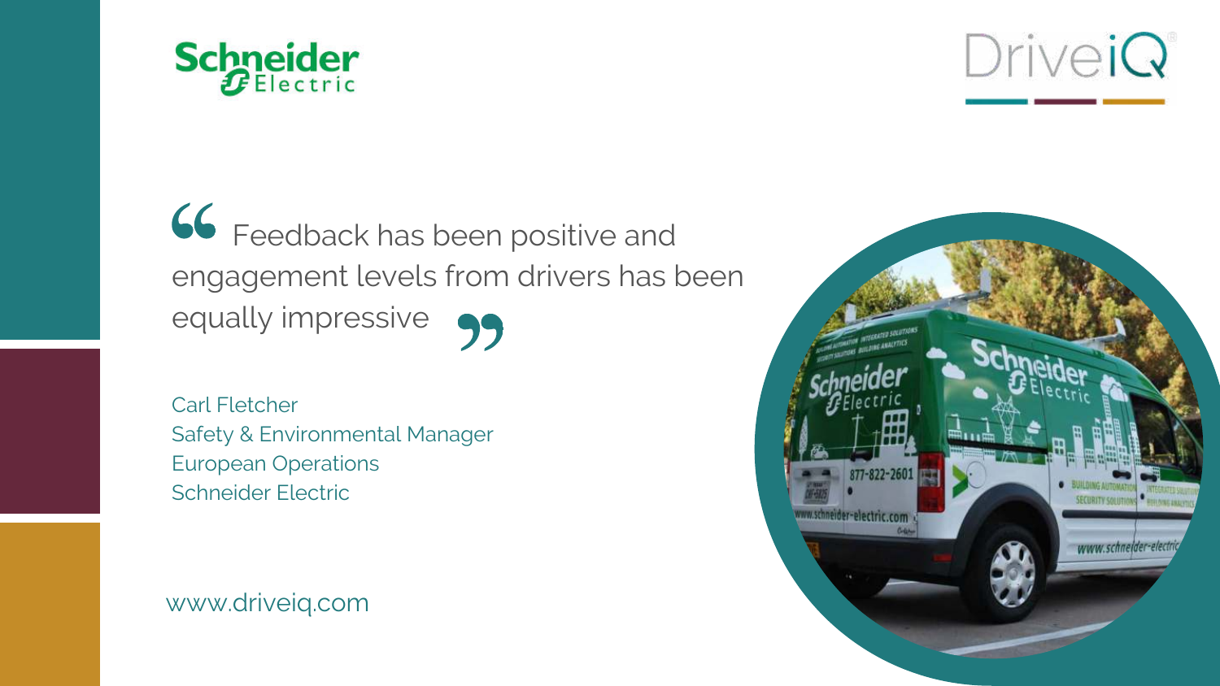> "Feedback has been positive and engagement levels from drivers has been equally impressive"

Carl Fletcher
Safety & Environmental Manager
European Operations
Schneider Electric

www.driveiq.com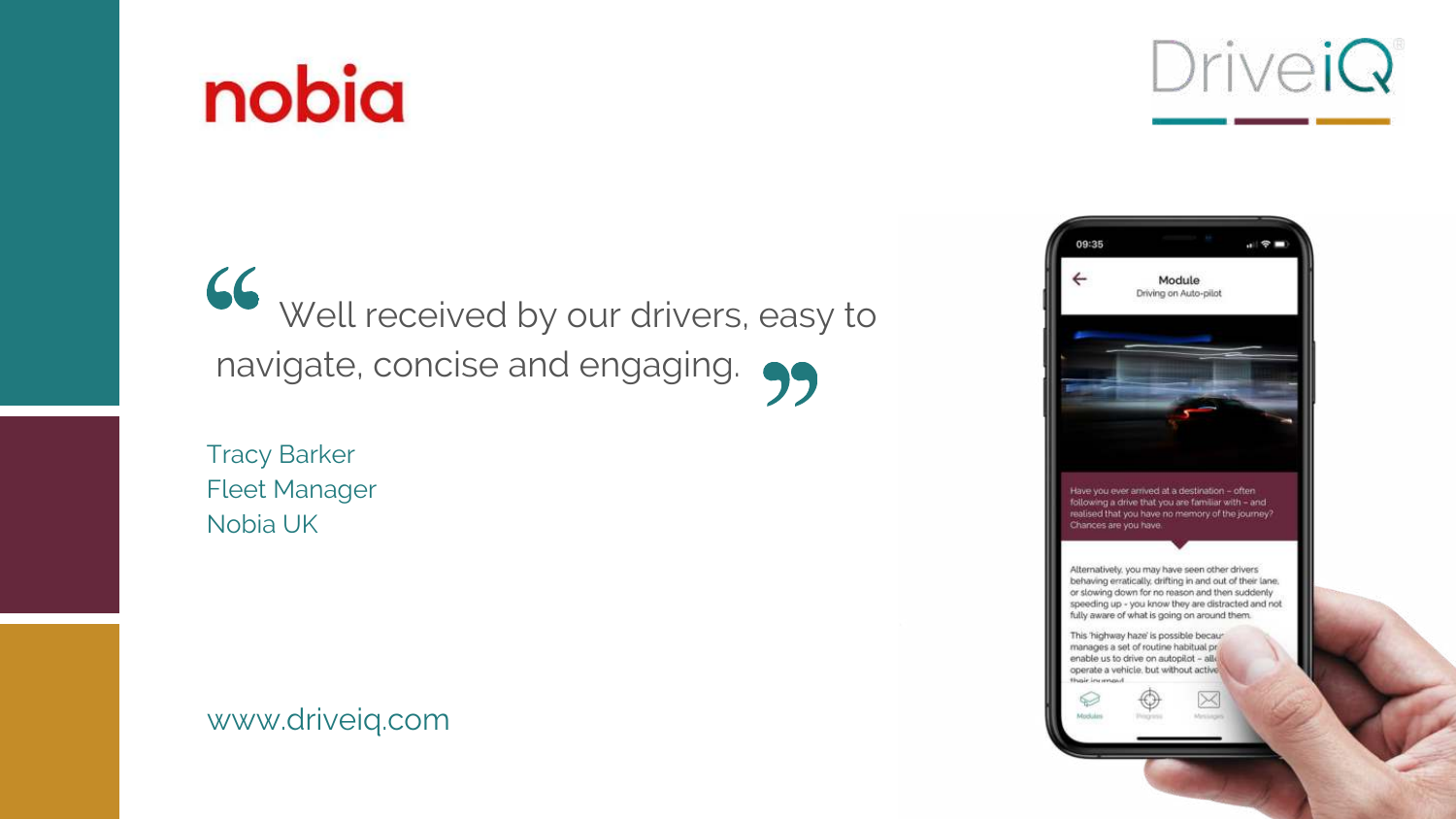nobia

DriveiQ

> "Well received by our drivers, easy to navigate, concise and engaging."

Tracy Barker
Fleet Manager
Nobia UK

www.driveiq.com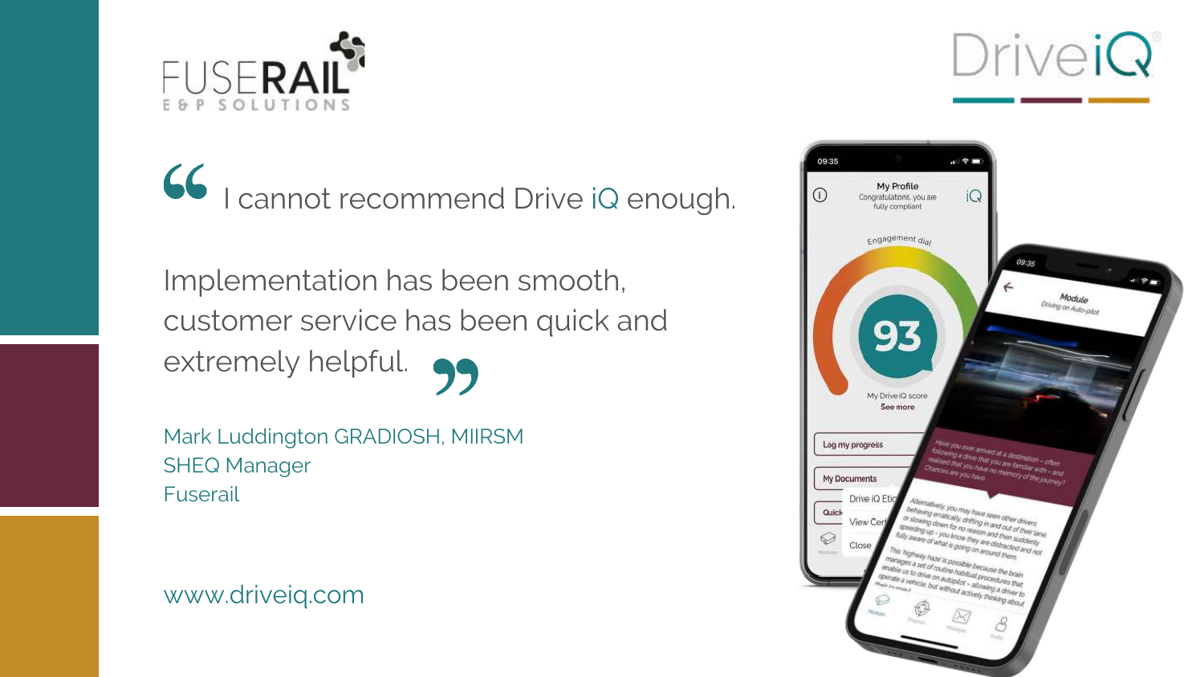> I cannot recommend Drive iQ enough.
>
> Implementation has been smooth, customer service has been quick and extremely helpful.

Mark Luddington GRADIOSH, MIIRSM
SHEQ Manager
Fuserail

www.driveiq.com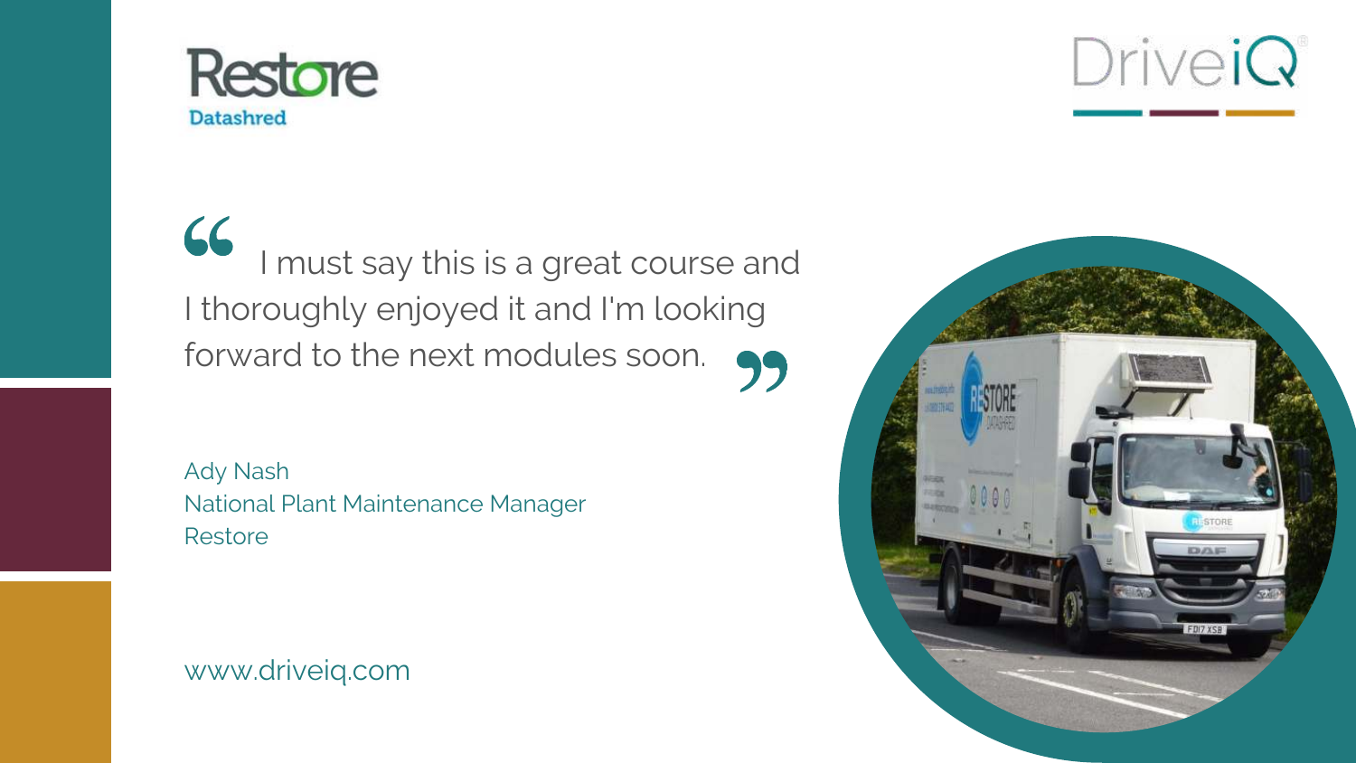Restore Datashred

DriveiQ

> I must say this is a great course and I thoroughly enjoyed it and I'm looking forward to the next modules soon.

Ady Nash
National Plant Maintenance Manager
Restore

www.driveiq.com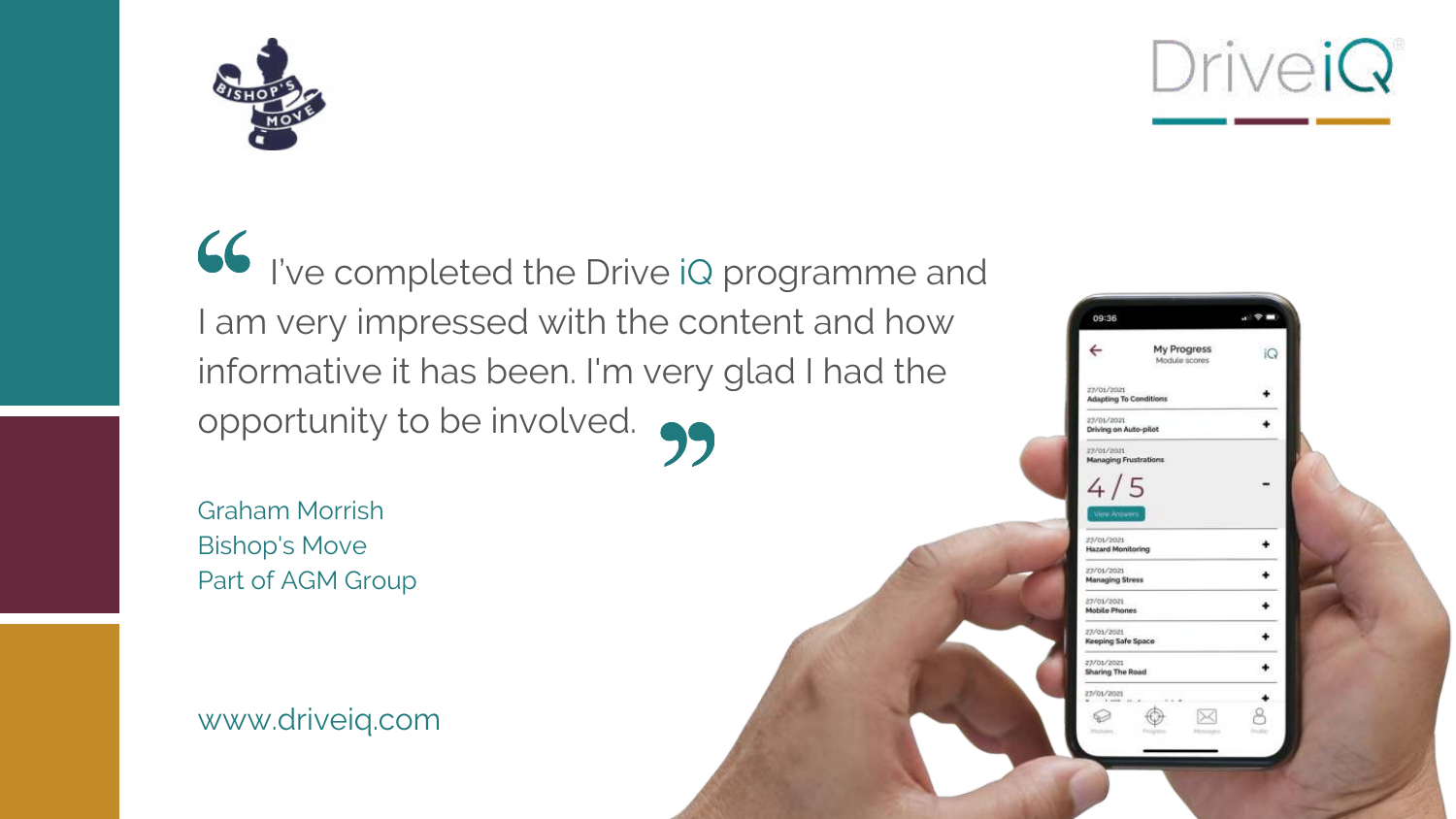> I've completed the Drive iQ programme and I am very impressed with the content and how informative it has been. I'm very glad I had the opportunity to be involved.

Graham Morrish
Bishop's Move
Part of AGM Group

www.driveiq.com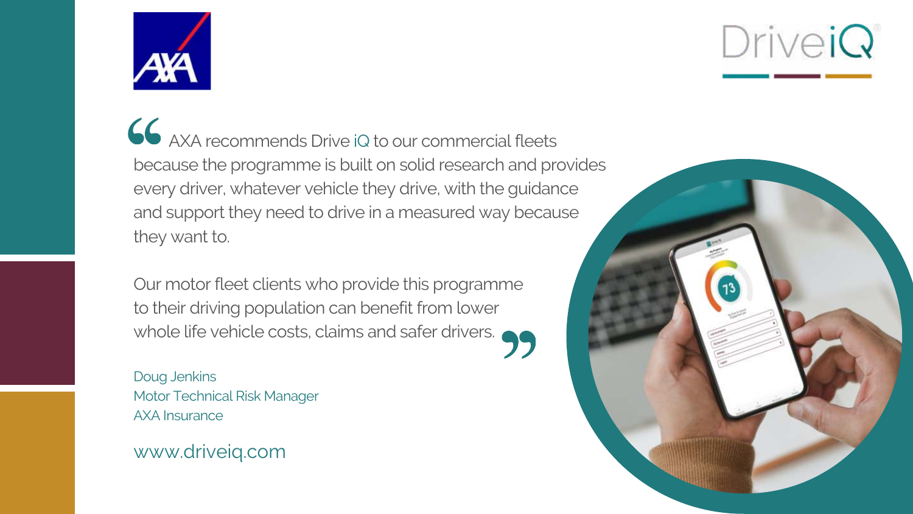> AXA recommends Drive iQ to our commercial fleets because the programme is built on solid research and provides every driver, whatever vehicle they drive, with the guidance and support they need to drive in a measured way because they want to.
>
> Our motor fleet clients who provide this programme to their driving population can benefit from lower whole life vehicle costs, claims and safer drivers.

Doug Jenkins
Motor Technical Risk Manager
AXA Insurance

www.driveiq.com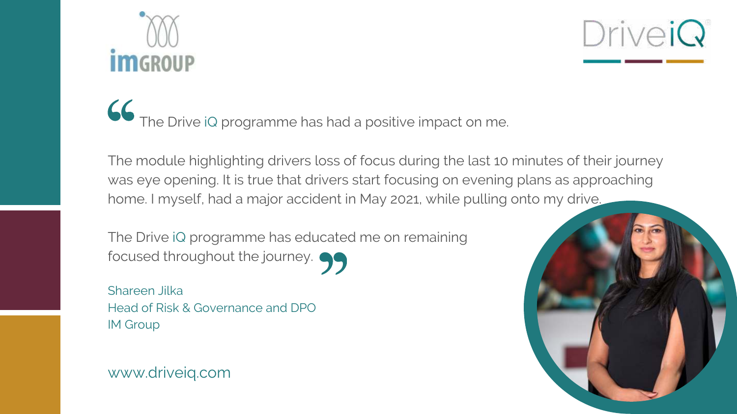> The Drive iQ programme has had a positive impact on me.
>
> The module highlighting drivers loss of focus during the last 10 minutes of their journey was eye opening. It is true that drivers start focusing on evening plans as approaching home. I myself, had a major accident in May 2021, while pulling onto my drive.
>
> The Drive iQ programme has educated me on remaining focused throughout the journey.

Shareen Jilka
Head of Risk & Governance and DPO
IM Group

www.driveiq.com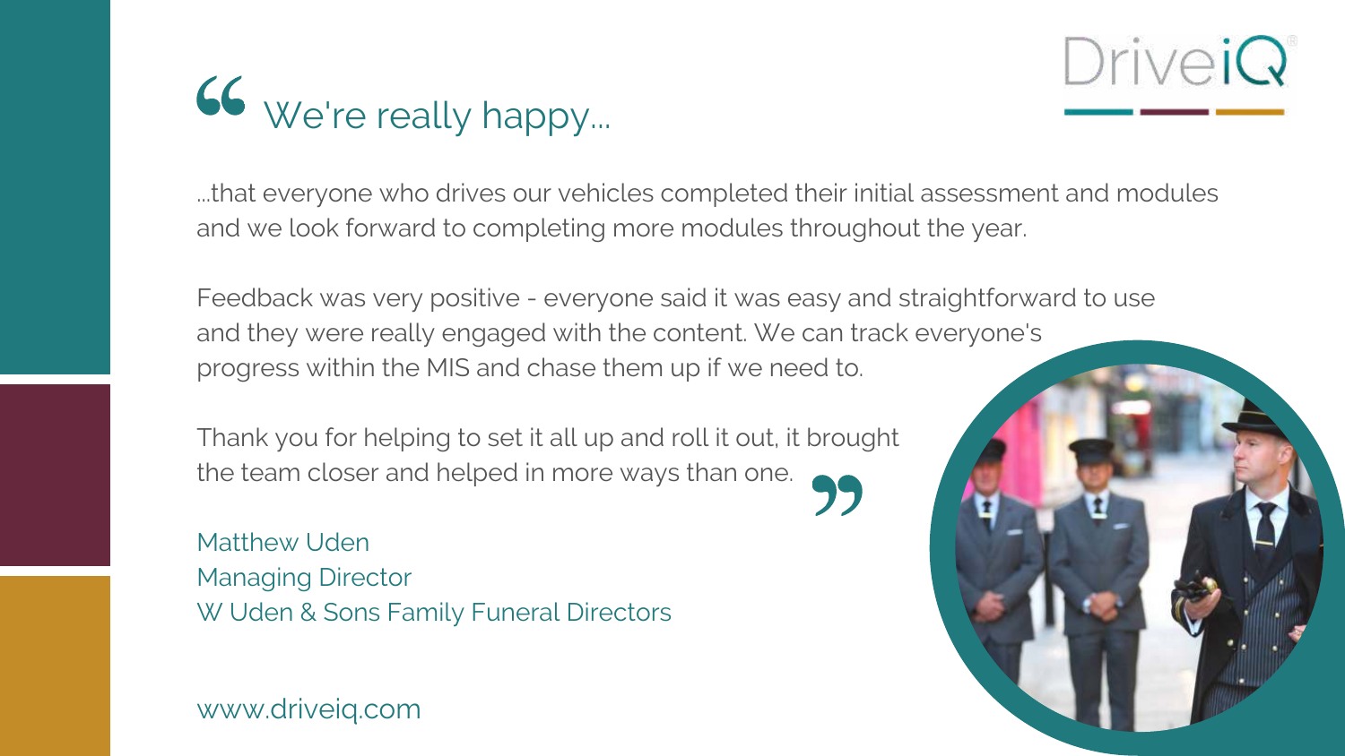# “ We're really happy...

...that everyone who drives our vehicles completed their initial assessment and modules and we look forward to completing more modules throughout the year.

Feedback was very positive - everyone said it was easy and straightforward to use and they were really engaged with the content. We can track everyone's progress within the MIS and chase them up if we need to.

Thank you for helping to set it all up and roll it out, it brought the team closer and helped in more ways than one. ”

Matthew Uden
Managing Director
W Uden & Sons Family Funeral Directors

www.driveiq.com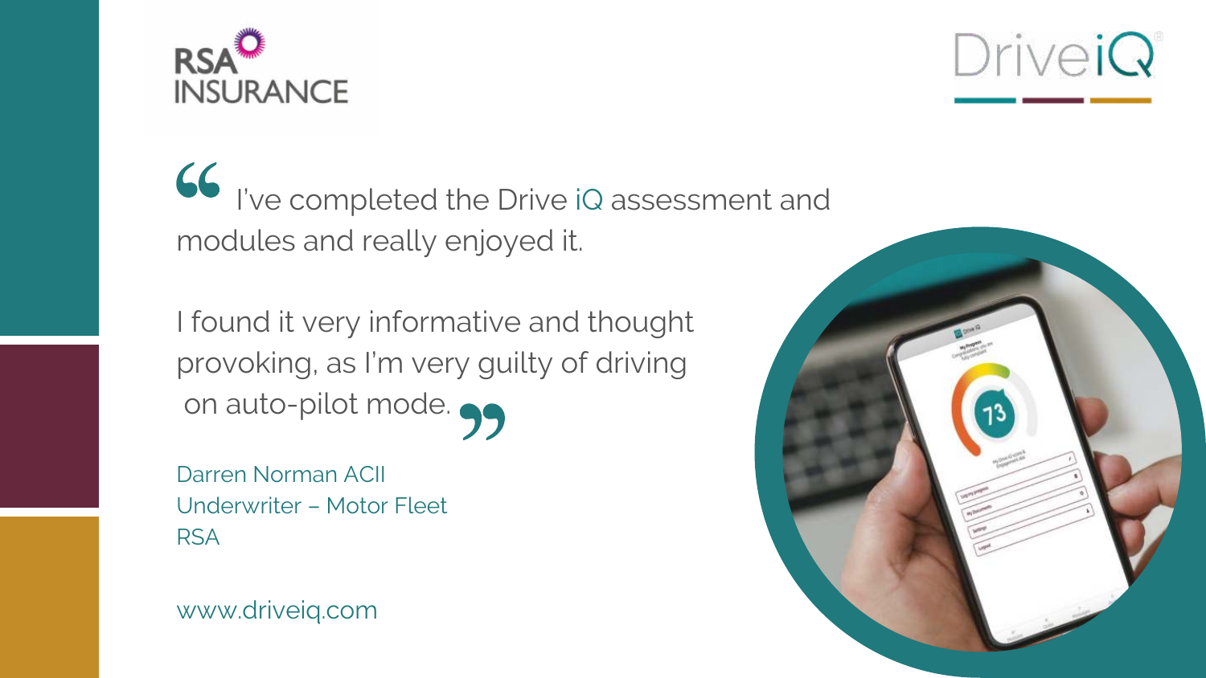RSA INSURANCE

DriveiQ

> I've completed the Drive iQ assessment and modules and really enjoyed it.
>
> I found it very informative and thought provoking, as I'm very guilty of driving on auto-pilot mode.

Darren Norman ACII
Underwriter – Motor Fleet
RSA

www.driveiq.com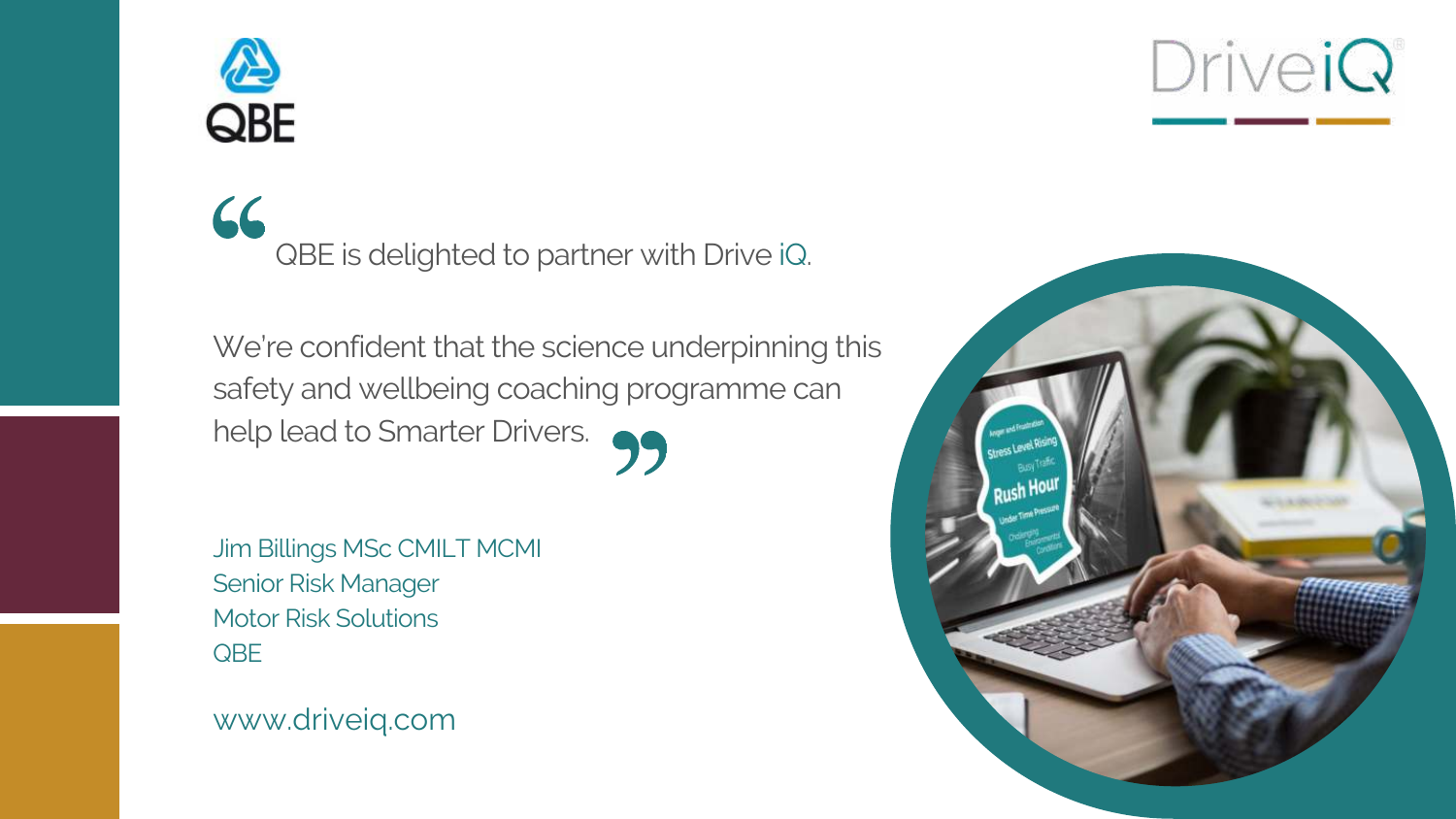QBE

DriveiQ

> QBE is delighted to partner with Drive iQ.
>
> We're confident that the science underpinning this safety and wellbeing coaching programme can help lead to Smarter Drivers.

Jim Billings MSc CMILT MCMI
Senior Risk Manager
Motor Risk Solutions
QBE

www.driveiq.com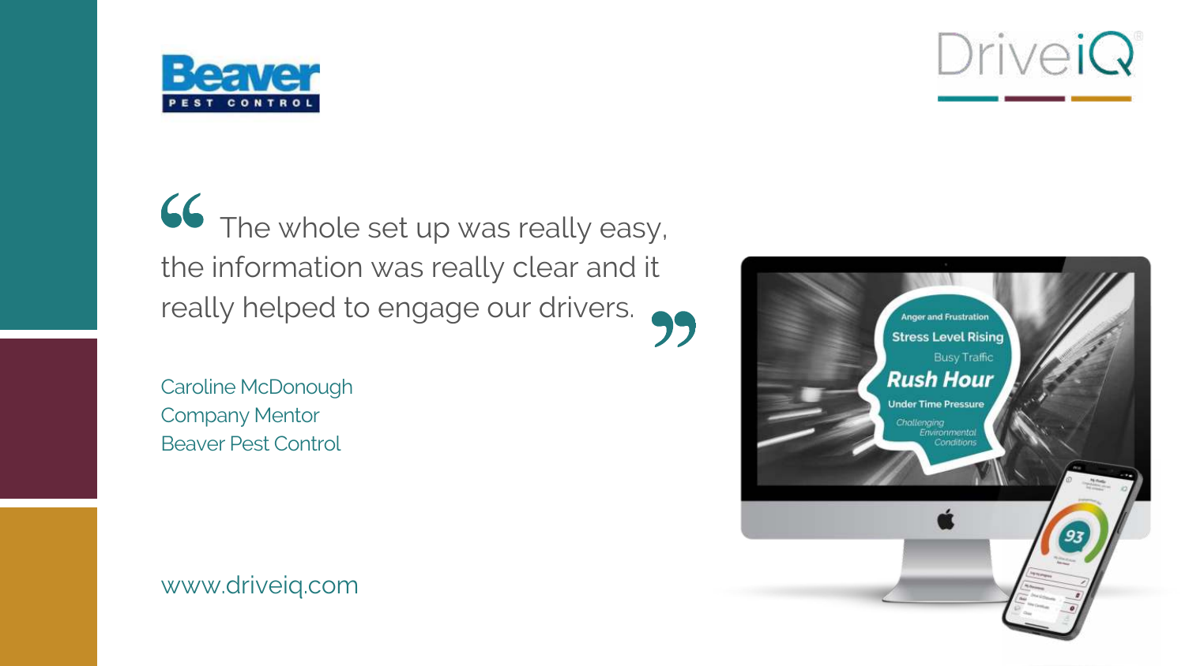> The whole set up was really easy, the information was really clear and it really helped to engage our drivers.

Caroline McDonough
Company Mentor
Beaver Pest Control

www.driveiq.com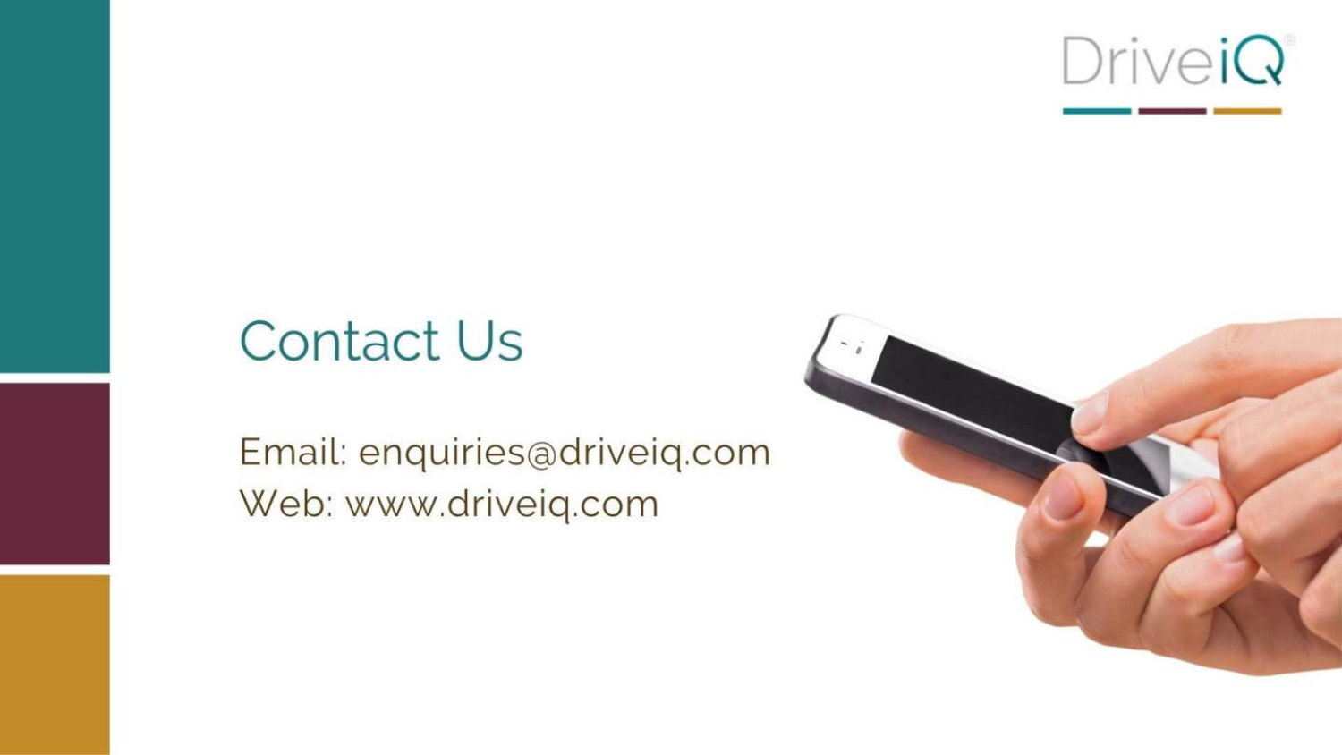DriveiQ

# Contact Us

Email: enquiries@driveiq.com
Web: www.driveiq.com